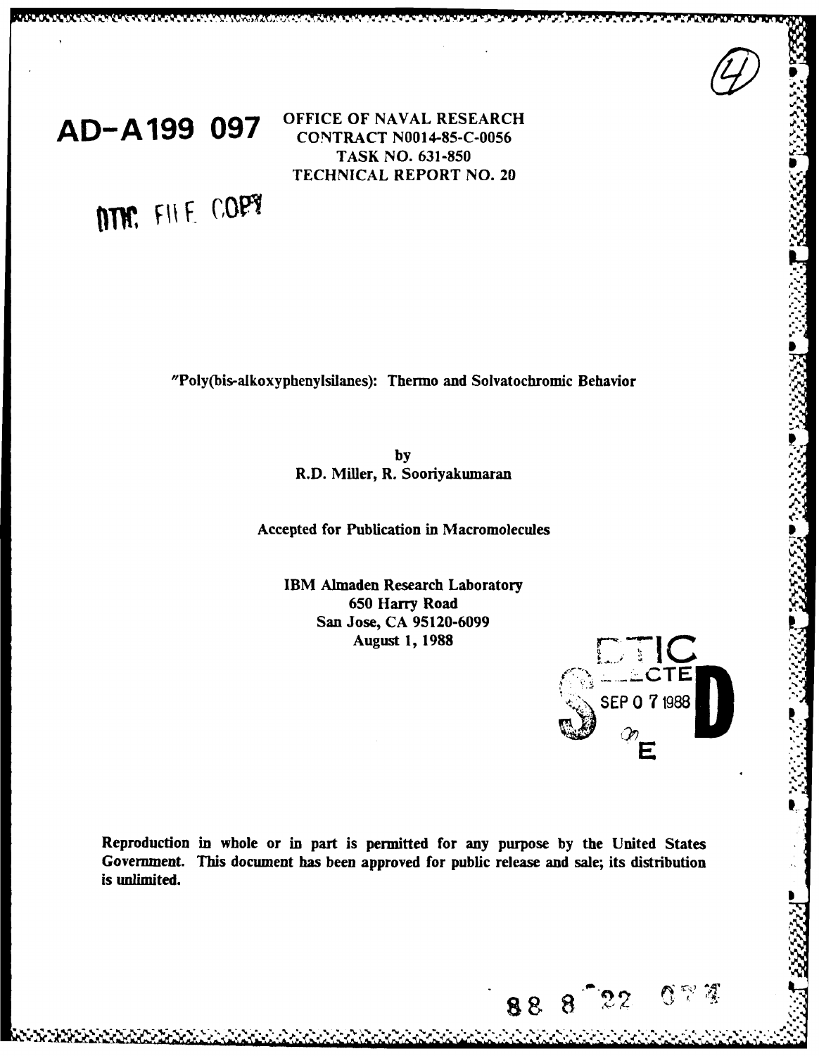(4)

**AD-A199 097**

OFFICE OF NAVAL RESEARCH
CONTRACT N0014-85-C-0056
TASK NO. 631-850
TECHNICAL REPORT NO. 20

DTIC FILE COPY

"Poly(bis-alkoxyphenylsilanes): Thermo and Solvatochromic Behavior

by
R.D. Miller, R. Sooriyakumaran

Accepted for Publication in Macromolecules

IBM Almaden Research Laboratory
650 Harry Road
San Jose, CA 95120-6099
August 1, 1988

DTIC
ELECTE
SEP 0 7 1988
D
E

**Reproduction in whole or in part is permitted for any purpose by the United States Government. This document has been approved for public release and sale; its distribution is unlimited.**

88 8 22 074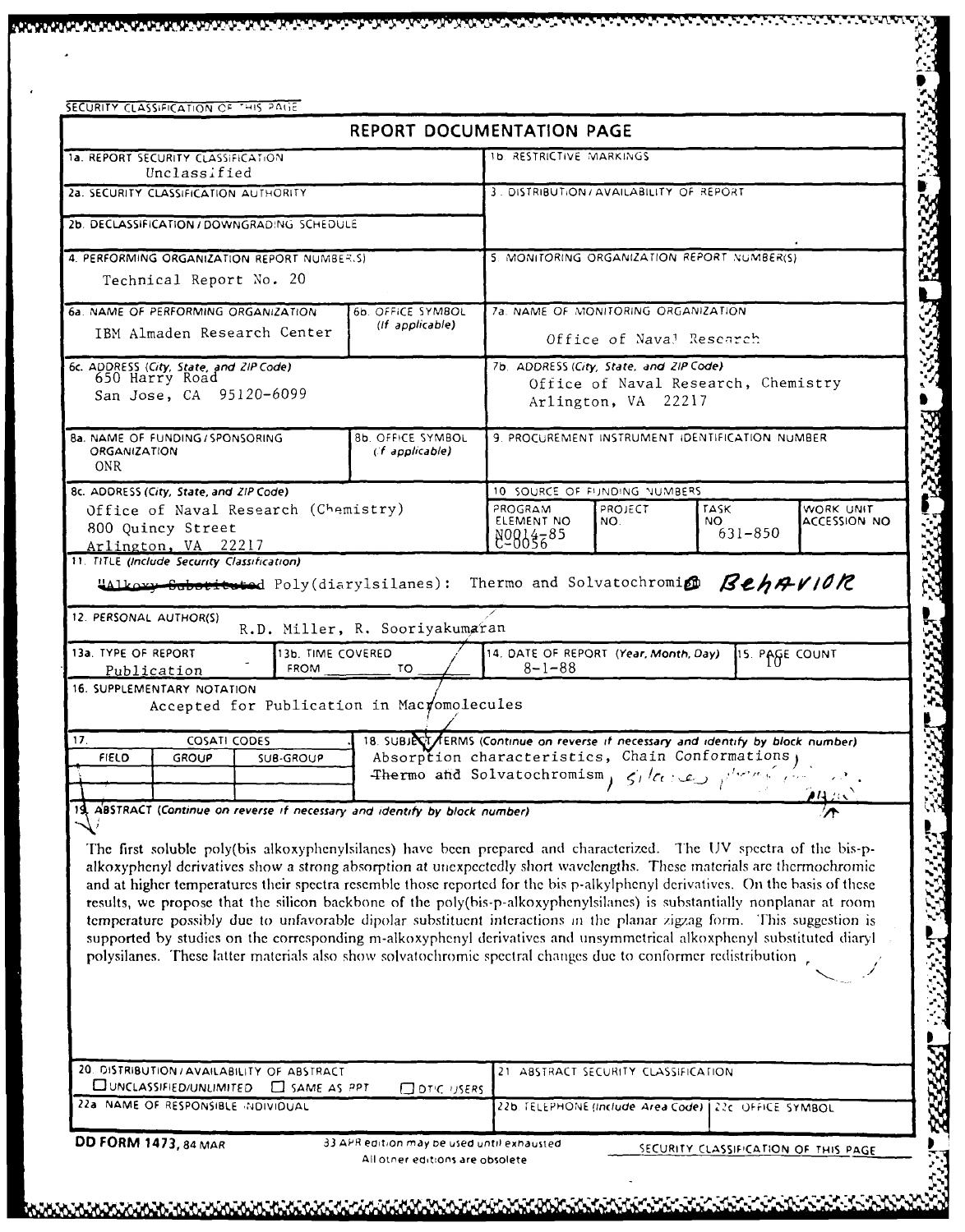SECURITY CLASSIFICATION OF THIS PAGE

# REPORT DOCUMENTATION PAGE

| | |
|---|---|
| 1a. REPORT SECURITY CLASSIFICATION<br>Unclassified | 1b. RESTRICTIVE MARKINGS |
| 2a. SECURITY CLASSIFICATION AUTHORITY | 3. DISTRIBUTION/AVAILABILITY OF REPORT |
| 2b. DECLASSIFICATION/DOWNGRADING SCHEDULE | |
| 4. PERFORMING ORGANIZATION REPORT NUMBER(S)<br>Technical Report No. 20 | 5. MONITORING ORGANIZATION REPORT NUMBER(S) |
| 6a. NAME OF PERFORMING ORGANIZATION<br>IBM Almaden Research Center<br>6b. OFFICE SYMBOL (If applicable) | 7a. NAME OF MONITORING ORGANIZATION<br>Office of Naval Research |
| 6c. ADDRESS (City, State, and ZIP Code)<br>650 Harry Road<br>San Jose, CA 95120-6099 | 7b. ADDRESS (City, State, and ZIP Code)<br>Office of Naval Research, Chemistry<br>Arlington, VA 22217 |
| 8a. NAME OF FUNDING/SPONSORING ORGANIZATION<br>ONR<br>8b. OFFICE SYMBOL (If applicable) | 9. PROCUREMENT INSTRUMENT IDENTIFICATION NUMBER |
| 8c. ADDRESS (City, State, and ZIP Code)<br>Office of Naval Research (Chemistry)<br>800 Quincy Street<br>Arlington, VA 22217 | 10. SOURCE OF FUNDING NUMBERS<br>PROGRAM ELEMENT NO: N0014-85 C-0056<br>PROJECT NO.:<br>TASK NO: 631-850<br>WORK UNIT ACCESSION NO: |

11. TITLE (Include Security Classification)
~~"Alkoxy Substituted~~ Poly(diarylsilanes): Thermo and Solvatochromic Behavior

12. PERSONAL AUTHOR(S)
R.D. Miller, R. Sooriyakumaran

| 13a. TYPE OF REPORT | 13b. TIME COVERED | 14. DATE OF REPORT (Year, Month, Day) | 15. PAGE COUNT |
|---|---|---|---|
| Publication | FROM ____ TO ____ | 8-1-88 | 10 |

16. SUPPLEMENTARY NOTATION
Accepted for Publication in Macromolecules

| 17. COSATI CODES | | | 18. SUBJECT TERMS (Continue on reverse if necessary and identify by block number) |
|---|---|---|---|
| FIELD | GROUP | SUB-GROUP | Absorption characteristics, Chain Conformations, Thermo and Solvatochromism, silanes polymers |

19. ABSTRACT (Continue on reverse if necessary and identify by block number)

The first soluble poly(bis alkoxyphenylsilanes) have been prepared and characterized. The UV spectra of the bis-p-alkoxyphenyl derivatives show a strong absorption at unexpectedly short wavelengths. These materials are thermochromic and at higher temperatures their spectra resemble those reported for the bis p-alkylphenyl derivatives. On the basis of these results, we propose that the silicon backbone of the poly(bis-p-alkoxyphenylsilanes) is substantially nonplanar at room temperature possibly due to unfavorable dipolar substituent interactions in the planar zigzag form. This suggestion is supported by studies on the corresponding m-alkoxyphenyl derivatives and unsymmetrical alkoxphenyl substituted diaryl polysilanes. These latter materials also show solvatochromic spectral changes due to conformer redistribution.

| | |
|---|---|
| 20. DISTRIBUTION/AVAILABILITY OF ABSTRACT<br>☐ UNCLASSIFIED/UNLIMITED ☐ SAME AS RPT ☐ DTIC USERS | 21. ABSTRACT SECURITY CLASSIFICATION |
| 22a. NAME OF RESPONSIBLE INDIVIDUAL | 22b. TELEPHONE (Include Area Code) / 22c. OFFICE SYMBOL |

DD FORM 1473, 84 MAR — 83 APR edition may be used until exhausted. All other editions are obsolete.

SECURITY CLASSIFICATION OF THIS PAGE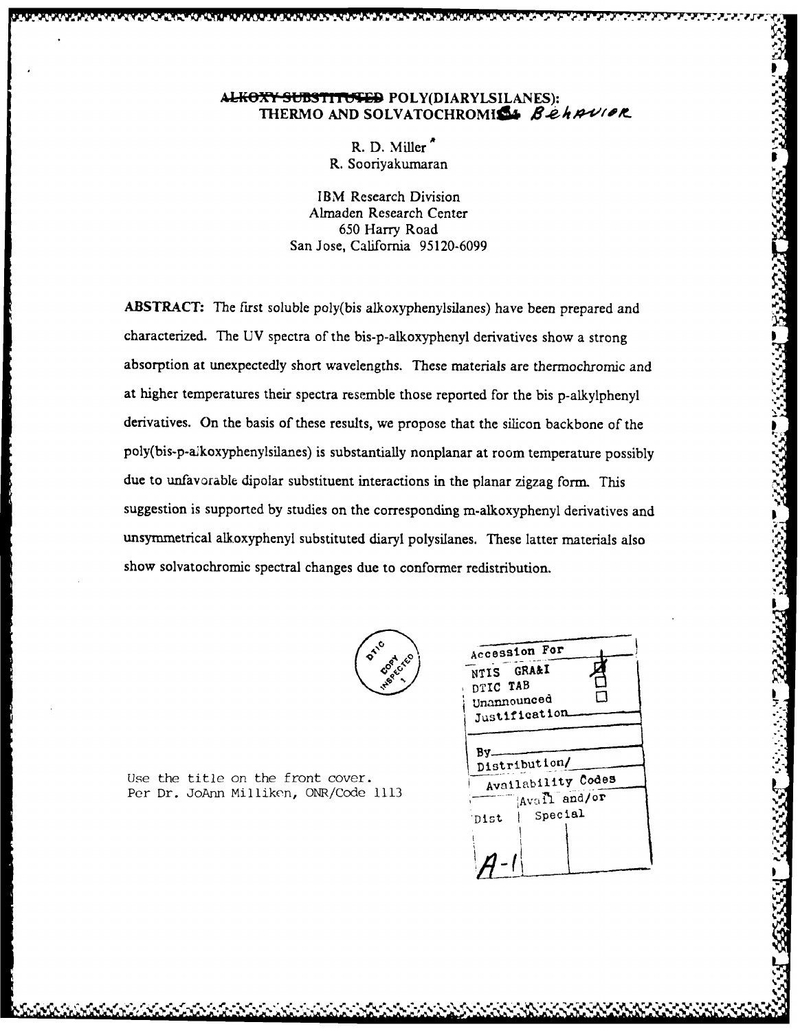# ~~ALKOXY SUBSTITUTED~~ POLY(DIARYLSILANES): THERMO AND SOLVATOCHROMIC Behavior

R. D. Miller*
R. Sooriyakumaran

IBM Research Division
Almaden Research Center
650 Harry Road
San Jose, California 95120-6099

**ABSTRACT:** The first soluble poly(bis alkoxyphenylsilanes) have been prepared and characterized. The UV spectra of the bis-p-alkoxyphenyl derivatives show a strong absorption at unexpectedly short wavelengths. These materials are thermochromic and at higher temperatures their spectra resemble those reported for the bis p-alkylphenyl derivatives. On the basis of these results, we propose that the silicon backbone of the poly(bis-p-alkoxyphenylsilanes) is substantially nonplanar at room temperature possibly due to unfavorable dipolar substituent interactions in the planar zigzag form. This suggestion is supported by studies on the corresponding m-alkoxyphenyl derivatives and unsymmetrical alkoxyphenyl substituted diaryl polysilanes. These latter materials also show solvatochromic spectral changes due to conformer redistribution.

DTIC COPY INSPECTED 1

| Accession For | |
|---|---|
| NTIS GRA&I | ☒ |
| DTIC TAB | ☐ |
| Unannounced | ☐ |
| Justification | |
| By | |
| Distribution/ | |
| Availability Codes | |
| Dist | Avail and/or Special |
| A-1 | |

Use the title on the front cover.
Per Dr. JoAnn Milliken, ONR/Code 1113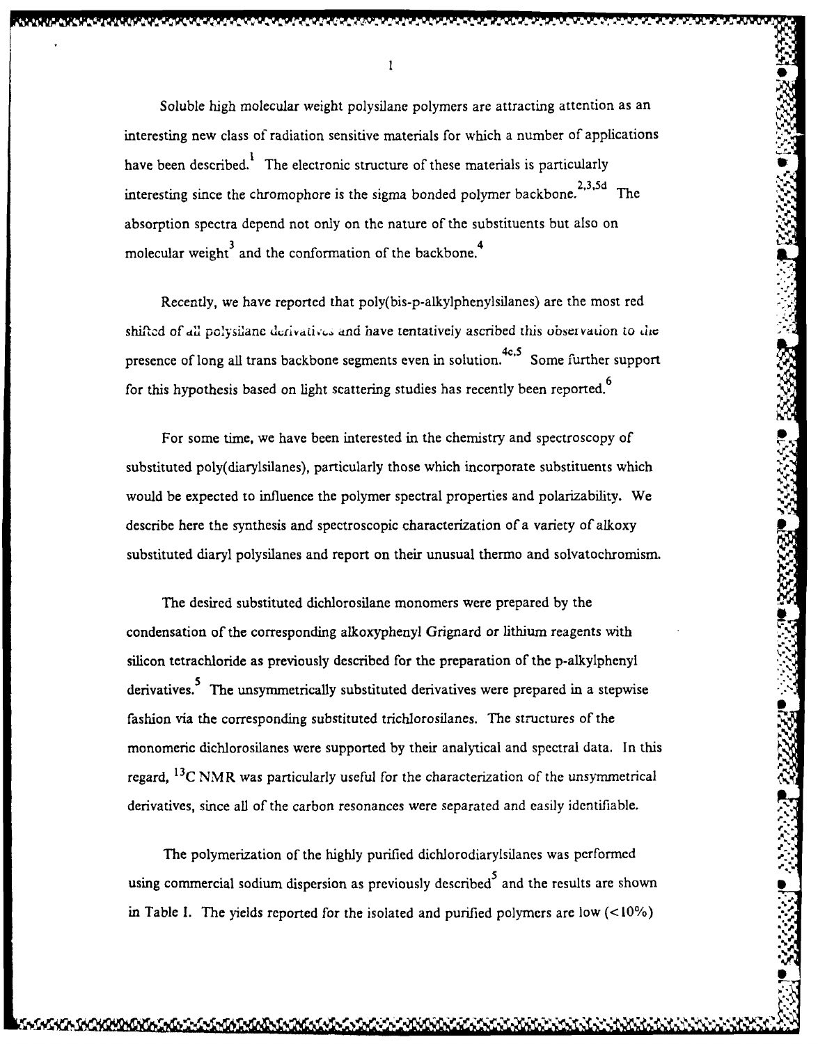Soluble high molecular weight polysilane polymers are attracting attention as an interesting new class of radiation sensitive materials for which a number of applications have been described.[1] The electronic structure of these materials is particularly interesting since the chromophore is the sigma bonded polymer backbone.[2,3,5d] The absorption spectra depend not only on the nature of the substituents but also on molecular weight[3] and the conformation of the backbone.[4]

Recently, we have reported that poly(bis-p-alkylphenylsilanes) are the most red shifted of all polysilane derivatives and have tentatively ascribed this observation to the presence of long all trans backbone segments even in solution.[4c,5] Some further support for this hypothesis based on light scattering studies has recently been reported.[6]

For some time, we have been interested in the chemistry and spectroscopy of substituted poly(diarylsilanes), particularly those which incorporate substituents which would be expected to influence the polymer spectral properties and polarizability. We describe here the synthesis and spectroscopic characterization of a variety of alkoxy substituted diaryl polysilanes and report on their unusual thermo and solvatochromism.

The desired substituted dichlorosilane monomers were prepared by the condensation of the corresponding alkoxyphenyl Grignard or lithium reagents with silicon tetrachloride as previously described for the preparation of the p-alkylphenyl derivatives.[5] The unsymmetrically substituted derivatives were prepared in a stepwise fashion via the corresponding substituted trichlorosilanes. The structures of the monomeric dichlorosilanes were supported by their analytical and spectral data. In this regard, $^{13}C$ NMR was particularly useful for the characterization of the unsymmetrical derivatives, since all of the carbon resonances were separated and easily identifiable.

The polymerization of the highly purified dichlorodiarylsilanes was performed using commercial sodium dispersion as previously described[5] and the results are shown in Table I. The yields reported for the isolated and purified polymers are low (<10%)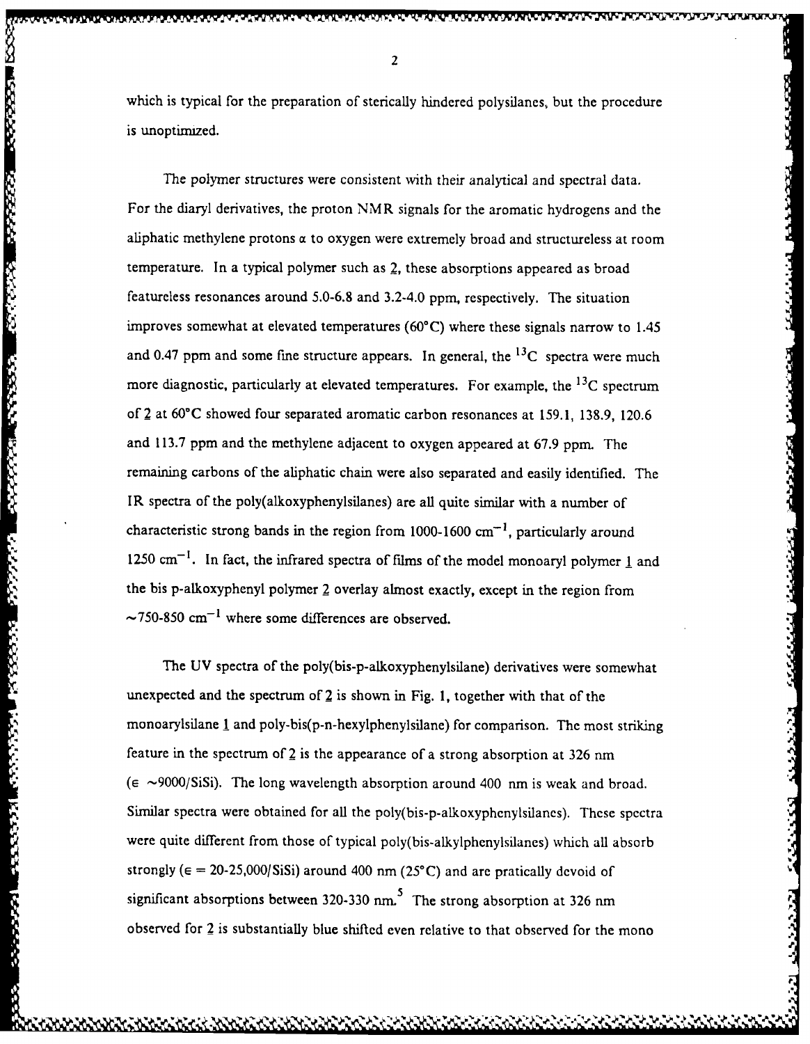which is typical for the preparation of sterically hindered polysilanes, but the procedure is unoptimized.

The polymer structures were consistent with their analytical and spectral data. For the diaryl derivatives, the proton NMR signals for the aromatic hydrogens and the aliphatic methylene protons α to oxygen were extremely broad and structureless at room temperature. In a typical polymer such as 2, these absorptions appeared as broad featureless resonances around 5.0-6.8 and 3.2-4.0 ppm, respectively. The situation improves somewhat at elevated temperatures (60°C) where these signals narrow to 1.45 and 0.47 ppm and some fine structure appears. In general, the $^{13}C$ spectra were much more diagnostic, particularly at elevated temperatures. For example, the $^{13}C$ spectrum of 2 at 60°C showed four separated aromatic carbon resonances at 159.1, 138.9, 120.6 and 113.7 ppm and the methylene adjacent to oxygen appeared at 67.9 ppm. The remaining carbons of the aliphatic chain were also separated and easily identified. The IR spectra of the poly(alkoxyphenylsilanes) are all quite similar with a number of characteristic strong bands in the region from 1000-1600 $cm^{-1}$, particularly around 1250 $cm^{-1}$. In fact, the infrared spectra of films of the model monoaryl polymer 1 and the bis p-alkoxyphenyl polymer 2 overlay almost exactly, except in the region from ~750-850 $cm^{-1}$ where some differences are observed.

The UV spectra of the poly(bis-p-alkoxyphenylsilane) derivatives were somewhat unexpected and the spectrum of 2 is shown in Fig. 1, together with that of the monoarylsilane 1 and poly-bis(p-n-hexylphenylsilane) for comparison. The most striking feature in the spectrum of 2 is the appearance of a strong absorption at 326 nm ($\epsilon$ ~9000/SiSi). The long wavelength absorption around 400 nm is weak and broad. Similar spectra were obtained for all the poly(bis-p-alkoxyphenylsilanes). These spectra were quite different from those of typical poly(bis-alkylphenylsilanes) which all absorb strongly ($\epsilon$ = 20-25,000/SiSi) around 400 nm (25°C) and are pratically devoid of significant absorptions between 320-330 nm.[5] The strong absorption at 326 nm observed for 2 is substantially blue shifted even relative to that observed for the mono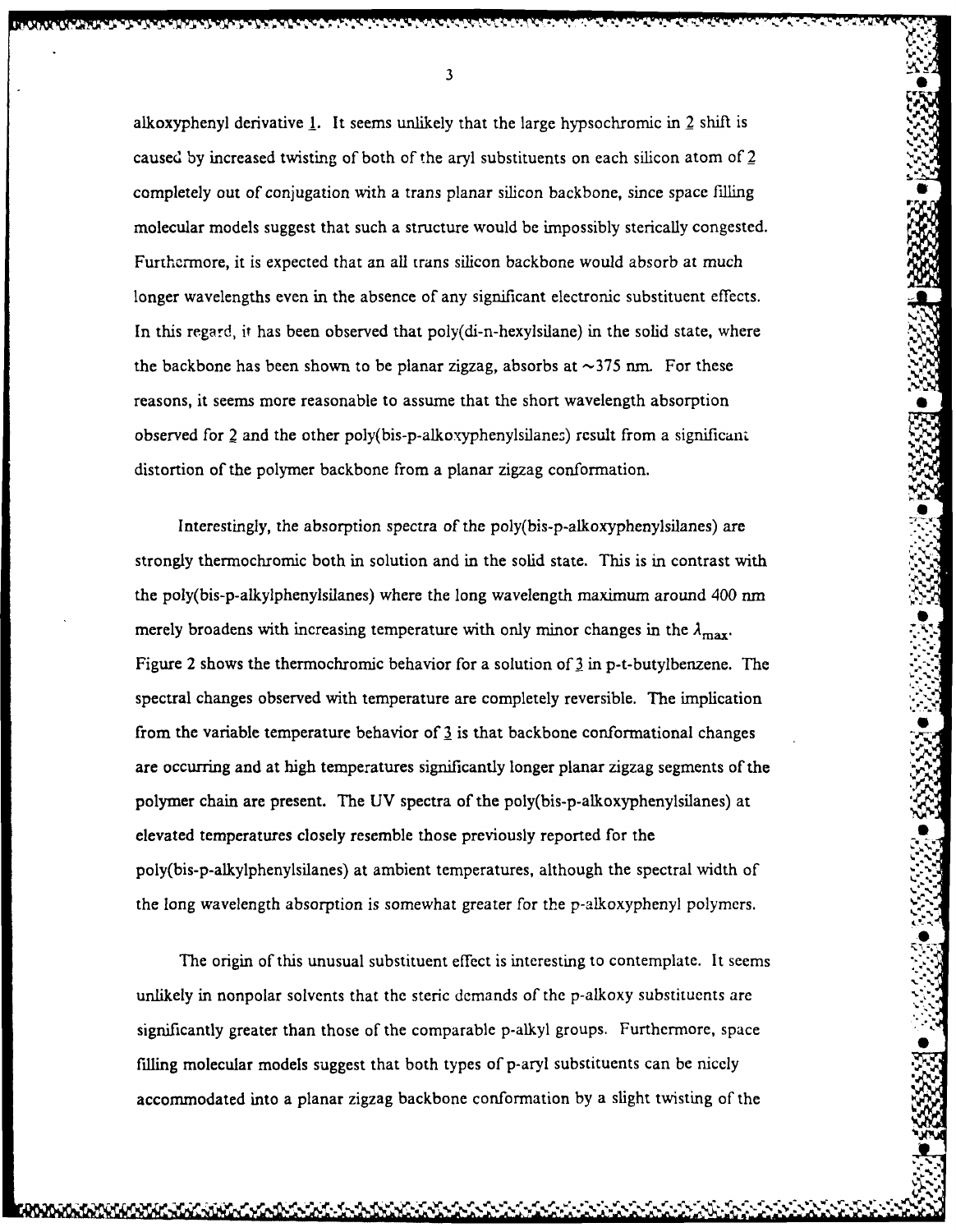alkoxyphenyl derivative 1. It seems unlikely that the large hypsochromic in 2 shift is caused by increased twisting of both of the aryl substituents on each silicon atom of 2 completely out of conjugation with a trans planar silicon backbone, since space filling molecular models suggest that such a structure would be impossibly sterically congested. Furthermore, it is expected that an all trans silicon backbone would absorb at much longer wavelengths even in the absence of any significant electronic substituent effects. In this regard, it has been observed that poly(di-n-hexylsilane) in the solid state, where the backbone has been shown to be planar zigzag, absorbs at ~375 nm. For these reasons, it seems more reasonable to assume that the short wavelength absorption observed for 2 and the other poly(bis-p-alkoxyphenylsilanes) result from a significant distortion of the polymer backbone from a planar zigzag conformation.

Interestingly, the absorption spectra of the poly(bis-p-alkoxyphenylsilanes) are strongly thermochromic both in solution and in the solid state. This is in contrast with the poly(bis-p-alkylphenylsilanes) where the long wavelength maximum around 400 nm merely broadens with increasing temperature with only minor changes in the $\lambda_{max}$. Figure 2 shows the thermochromic behavior for a solution of 3 in p-t-butylbenzene. The spectral changes observed with temperature are completely reversible. The implication from the variable temperature behavior of 3 is that backbone conformational changes are occurring and at high temperatures significantly longer planar zigzag segments of the polymer chain are present. The UV spectra of the poly(bis-p-alkoxyphenylsilanes) at elevated temperatures closely resemble those previously reported for the poly(bis-p-alkylphenylsilanes) at ambient temperatures, although the spectral width of the long wavelength absorption is somewhat greater for the p-alkoxyphenyl polymers.

The origin of this unusual substituent effect is interesting to contemplate. It seems unlikely in nonpolar solvents that the steric demands of the p-alkoxy substituents are significantly greater than those of the comparable p-alkyl groups. Furthermore, space filling molecular models suggest that both types of p-aryl substituents can be nicely accommodated into a planar zigzag backbone conformation by a slight twisting of the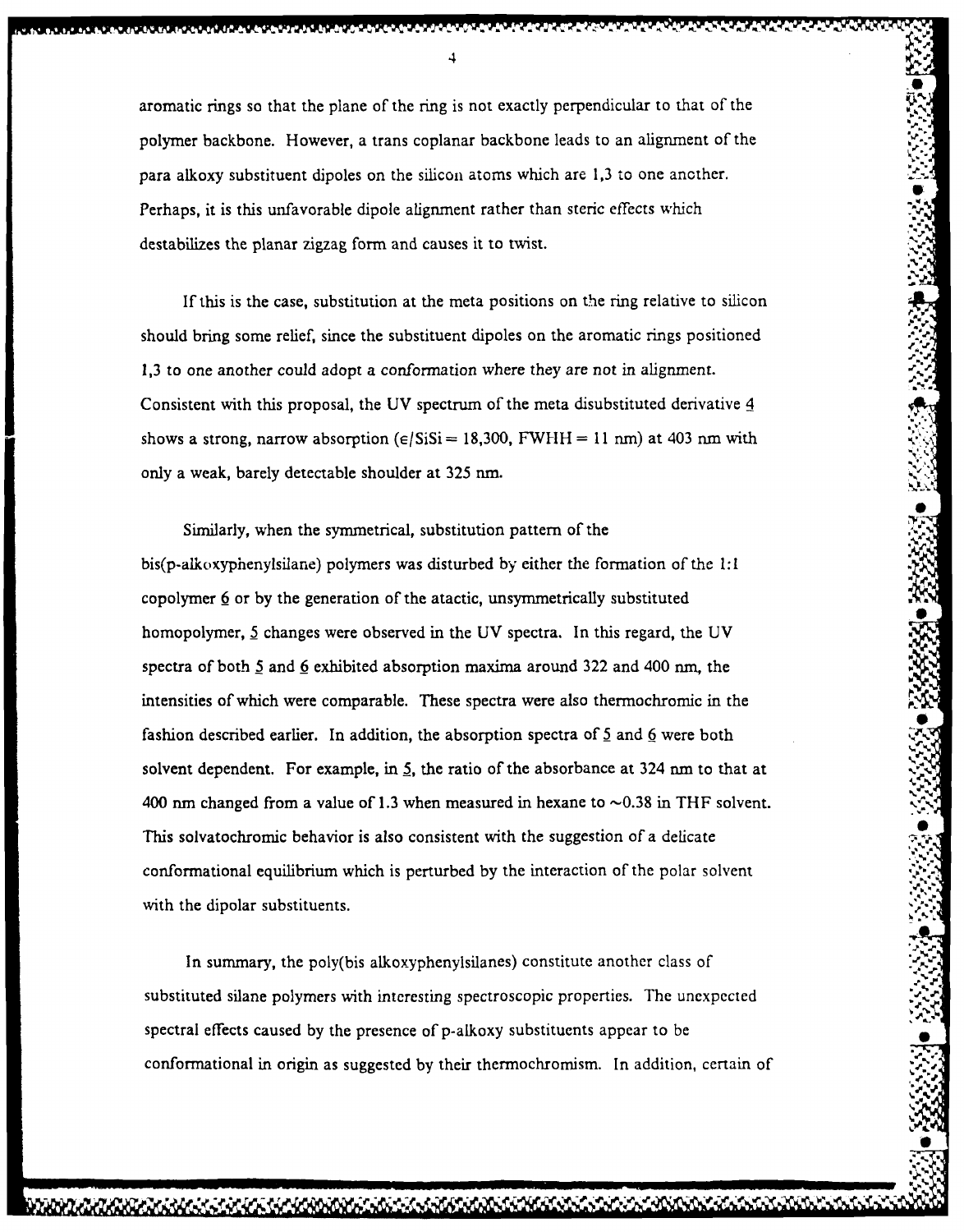aromatic rings so that the plane of the ring is not exactly perpendicular to that of the polymer backbone. However, a trans coplanar backbone leads to an alignment of the para alkoxy substituent dipoles on the silicon atoms which are 1,3 to one another. Perhaps, it is this unfavorable dipole alignment rather than steric effects which destabilizes the planar zigzag form and causes it to twist.

If this is the case, substitution at the meta positions on the ring relative to silicon should bring some relief, since the substituent dipoles on the aromatic rings positioned 1,3 to one another could adopt a conformation where they are not in alignment. Consistent with this proposal, the UV spectrum of the meta disubstituted derivative 4 shows a strong, narrow absorption ($\epsilon$/SiSi = 18,300, FWHH = 11 nm) at 403 nm with only a weak, barely detectable shoulder at 325 nm.

Similarly, when the symmetrical, substitution pattern of the bis(p-alkoxyphenylsilane) polymers was disturbed by either the formation of the 1:1 copolymer 6 or by the generation of the atactic, unsymmetrically substituted homopolymer, 5 changes were observed in the UV spectra. In this regard, the UV spectra of both 5 and 6 exhibited absorption maxima around 322 and 400 nm, the intensities of which were comparable. These spectra were also thermochromic in the fashion described earlier. In addition, the absorption spectra of 5 and 6 were both solvent dependent. For example, in 5, the ratio of the absorbance at 324 nm to that at 400 nm changed from a value of 1.3 when measured in hexane to ~0.38 in THF solvent. This solvatochromic behavior is also consistent with the suggestion of a delicate conformational equilibrium which is perturbed by the interaction of the polar solvent with the dipolar substituents.

In summary, the poly(bis alkoxyphenylsilanes) constitute another class of substituted silane polymers with interesting spectroscopic properties. The unexpected spectral effects caused by the presence of p-alkoxy substituents appear to be conformational in origin as suggested by their thermochromism. In addition, certain of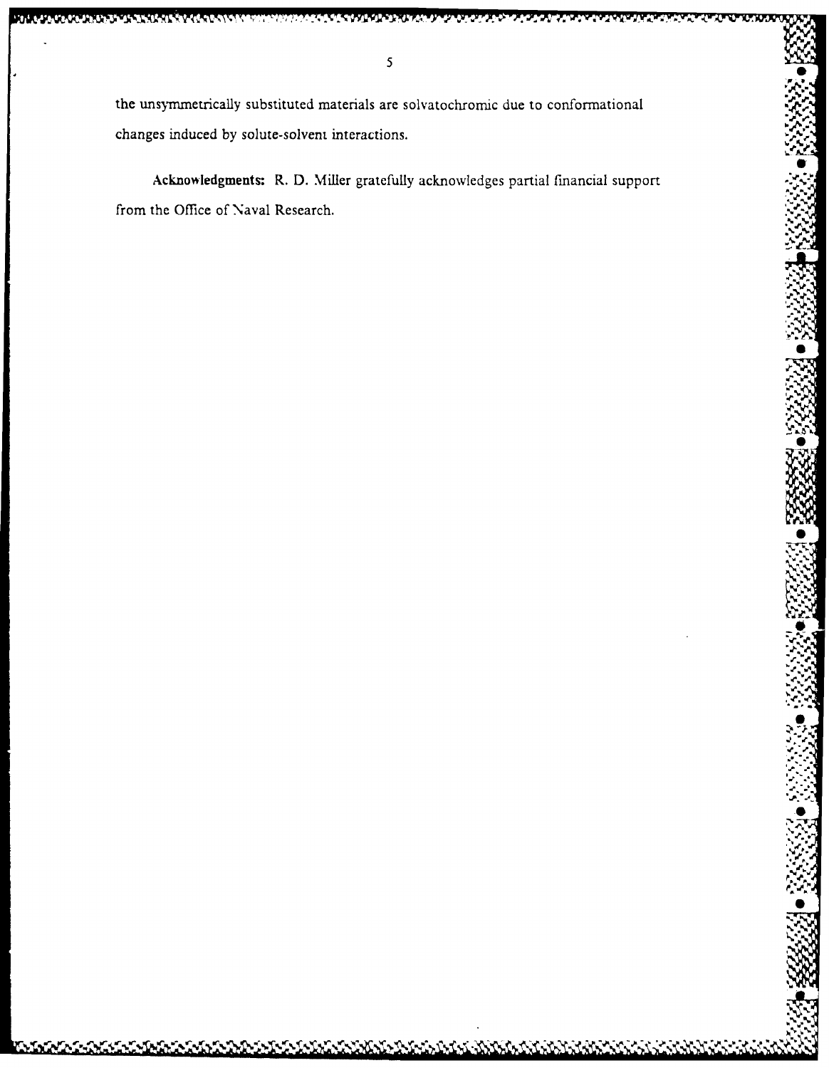the unsymmetrically substituted materials are solvatochromic due to conformational changes induced by solute-solvent interactions.

**Acknowledgments:** R. D. Miller gratefully acknowledges partial financial support from the Office of Naval Research.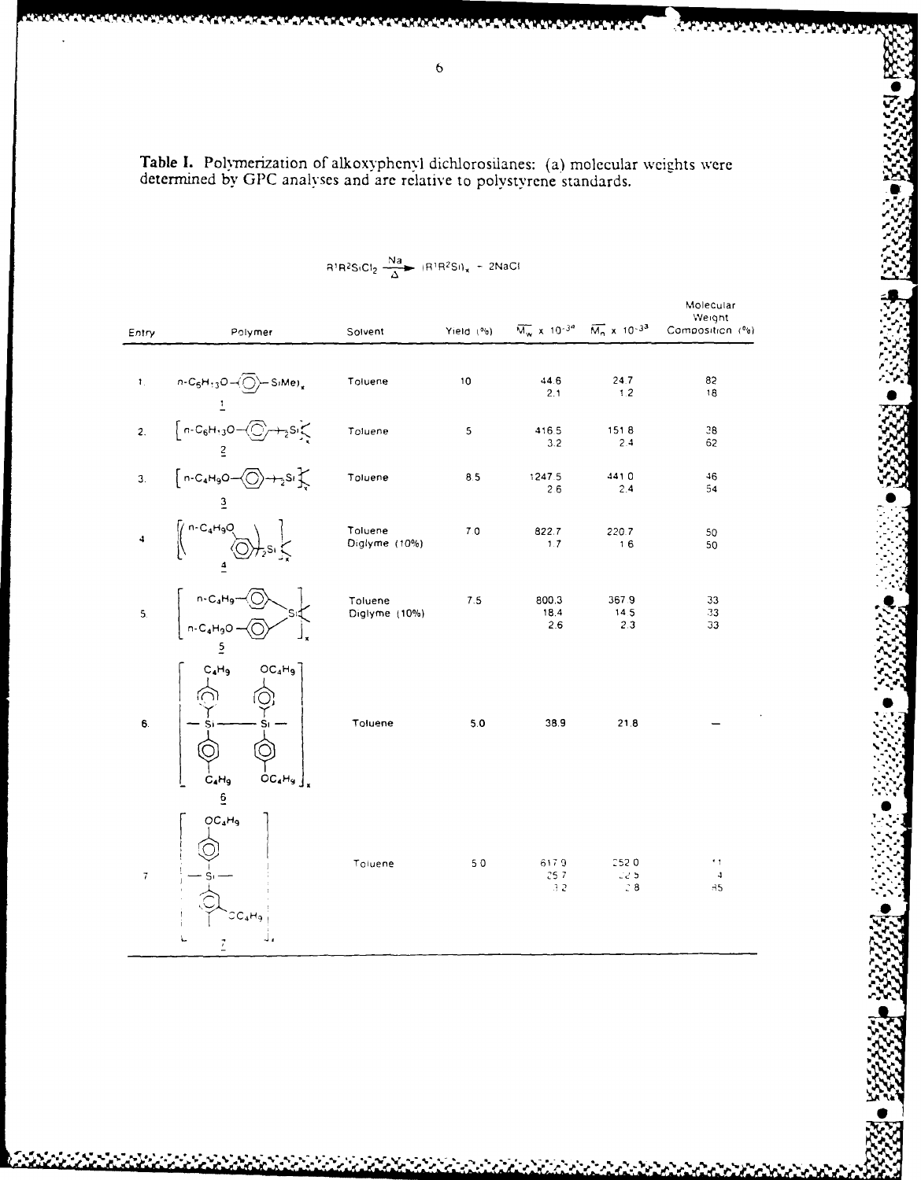**Table I.** Polymerization of alkoxyphenyl dichlorosilanes: (a) molecular weights were determined by GPC analyses and are relative to polystyrene standards.

$$R^1R^2SiCl_2 \xrightarrow[\Delta]{Na} (R^1R^2Si)_x + 2NaCl$$

| Entry | Polymer | Solvent | Yield (%) | $\overline{M_w} \times 10^{-3a}$ | $\overline{M_n} \times 10^{-3a}$ | Molecular Weight Composition (%) |
|---|---|---|---|---|---|---|
| 1. | $(n\text{-}C_6H_{13}O\text{-}C_6H_4\text{-}SiMe)_x$ **1** | Toluene | 10 | 44.6<br>2.1 | 24.7<br>1.2 | 82<br>18 |
| 2. | $[(n\text{-}C_6H_{13}O\text{-}C_6H_4)_2Si]_x$ **2** | Toluene | 5 | 416.5<br>3.2 | 151.8<br>2.4 | 38<br>62 |
| 3. | $[(n\text{-}C_4H_9O\text{-}C_6H_4)_2Si]_x$ **3** | Toluene | 8.5 | 1247.5<br>2.6 | 441.0<br>2.4 | 46<br>54 |
| 4. | $[(n\text{-}C_4H_9O\text{-}C_6H_4)_2Si]_x$ **4** | Toluene<br>Diglyme (10%) | 7.0 | 822.7<br>1.7 | 220.7<br>1.6 | 50<br>50 |
| 5. | $[(n\text{-}C_4H_9\text{-}C_6H_4)(n\text{-}C_4H_9O\text{-}C_6H_4)Si]_x$ **5** | Toluene<br>Diglyme (10%) | 7.5 | 800.3<br>18.4<br>2.6 | 367.9<br>14.5<br>2.3 | 33<br>33<br>33 |
| 6. | $[(C_4H_9C_6H_4)_2Si\text{-}Si(C_6H_4OC_4H_9)_2]_x$ **6** | Toluene | 5.0 | 38.9 | 21.8 | — |
| 7. | $[(C_4H_9O\text{-}C_6H_4)Si(C_6H_4\text{-}OC_4H_9)]_x$ **7** | Toluene | 5.0 | 617.0<br>25.7<br>3.2 | 252.0<br>22.5<br>2.8 | 11<br>4<br>85 |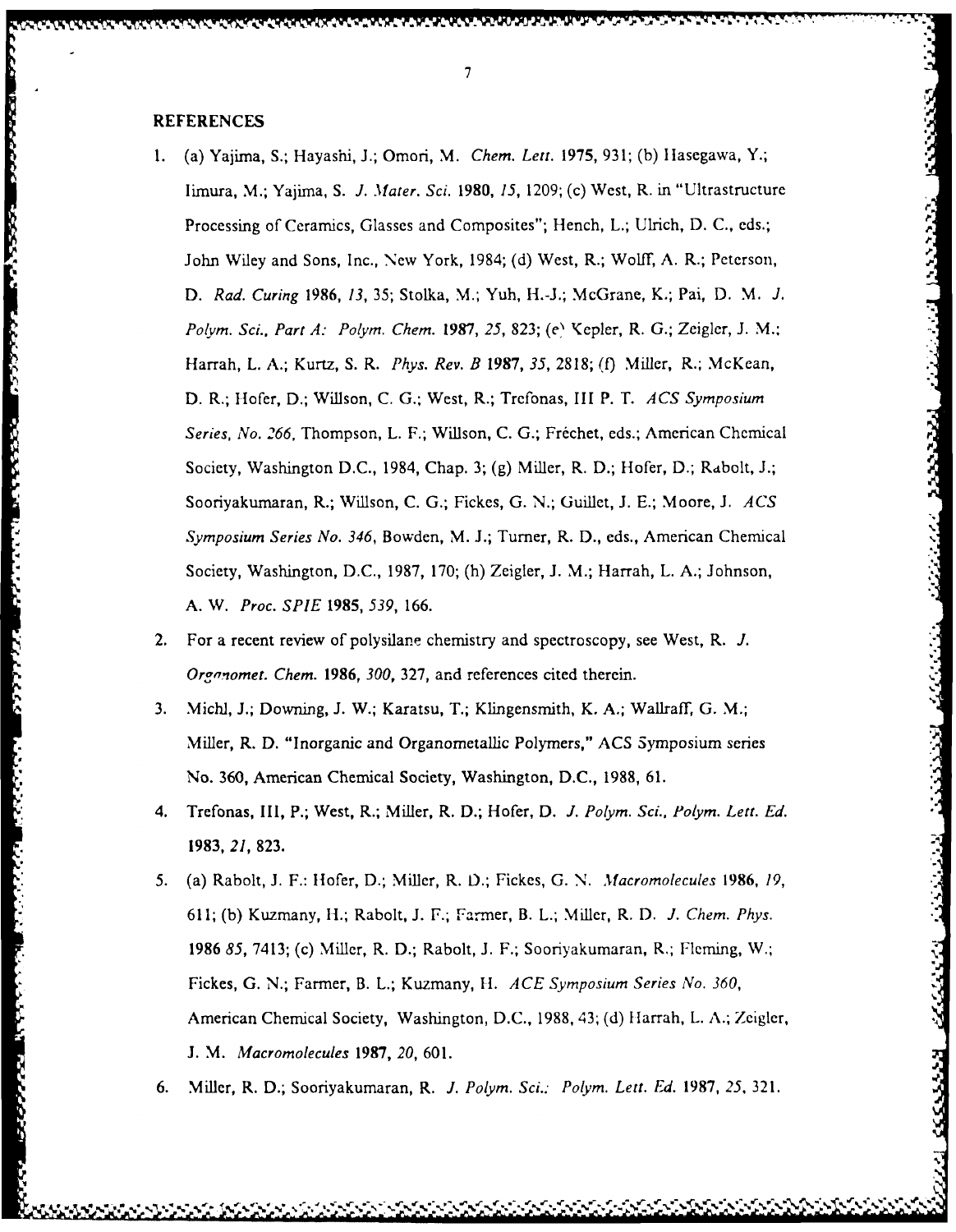## REFERENCES

1. (a) Yajima, S.; Hayashi, J.; Omori, M. *Chem. Lett.* **1975**, 931; (b) Hasegawa, Y.; Iimura, M.; Yajima, S. *J. Mater. Sci.* **1980**, *15*, 1209; (c) West, R. in "Ultrastructure Processing of Ceramics, Glasses and Composites"; Hench, L.; Ulrich, D. C., eds.; John Wiley and Sons, Inc., New York, 1984; (d) West, R.; Wolff, A. R.; Peterson, D. *Rad. Curing* **1986**, *13*, 35; Stolka, M.; Yuh, H.-J.; McGrane, K.; Pai, D. M. *J. Polym. Sci., Part A: Polym. Chem.* **1987**, *25*, 823; (e) Kepler, R. G.; Zeigler, J. M.; Harrah, L. A.; Kurtz, S. R. *Phys. Rev. B* **1987**, *35*, 2818; (f) Miller, R.; McKean, D. R.; Hofer, D.; Willson, C. G.; West, R.; Trefonas, III P. T. *ACS Symposium Series, No. 266*, Thompson, L. F.; Willson, C. G.; Fréchet, eds.; American Chemical Society, Washington D.C., 1984, Chap. 3; (g) Miller, R. D.; Hofer, D.; Rabolt, J.; Sooriyakumaran, R.; Willson, C. G.; Fickes, G. N.; Guillet, J. E.; Moore, J. *ACS Symposium Series No. 346*, Bowden, M. J.; Turner, R. D., eds., American Chemical Society, Washington, D.C., 1987, 170; (h) Zeigler, J. M.; Harrah, L. A.; Johnson, A. W. *Proc. SPIE* **1985**, *539*, 166.
2. For a recent review of polysilane chemistry and spectroscopy, see West, R. *J. Organomet. Chem.* **1986**, *300*, 327, and references cited therein.
3. Michl, J.; Downing, J. W.; Karatsu, T.; Klingensmith, K. A.; Wallraff, G. M.; Miller, R. D. "Inorganic and Organometallic Polymers," ACS Symposium series No. 360, American Chemical Society, Washington, D.C., 1988, 61.
4. Trefonas, III, P.; West, R.; Miller, R. D.; Hofer, D. *J. Polym. Sci., Polym. Lett. Ed.* **1983**, *21*, 823.
5. (a) Rabolt, J. F.; Hofer, D.; Miller, R. D.; Fickes, G. N. *Macromolecules* **1986**, *19*, 611; (b) Kuzmany, H.; Rabolt, J. F.; Farmer, B. L.; Miller, R. D. *J. Chem. Phys.* **1986** *85*, 7413; (c) Miller, R. D.; Rabolt, J. F.; Sooriyakumaran, R.; Fleming, W.; Fickes, G. N.; Farmer, B. L.; Kuzmany, H. *ACE Symposium Series No. 360*, American Chemical Society, Washington, D.C., 1988, 43; (d) Harrah, L. A.; Zeigler, J. M. *Macromolecules* **1987**, *20*, 601.
6. Miller, R. D.; Sooriyakumaran, R. *J. Polym. Sci.: Polym. Lett. Ed.* **1987**, *25*, 321.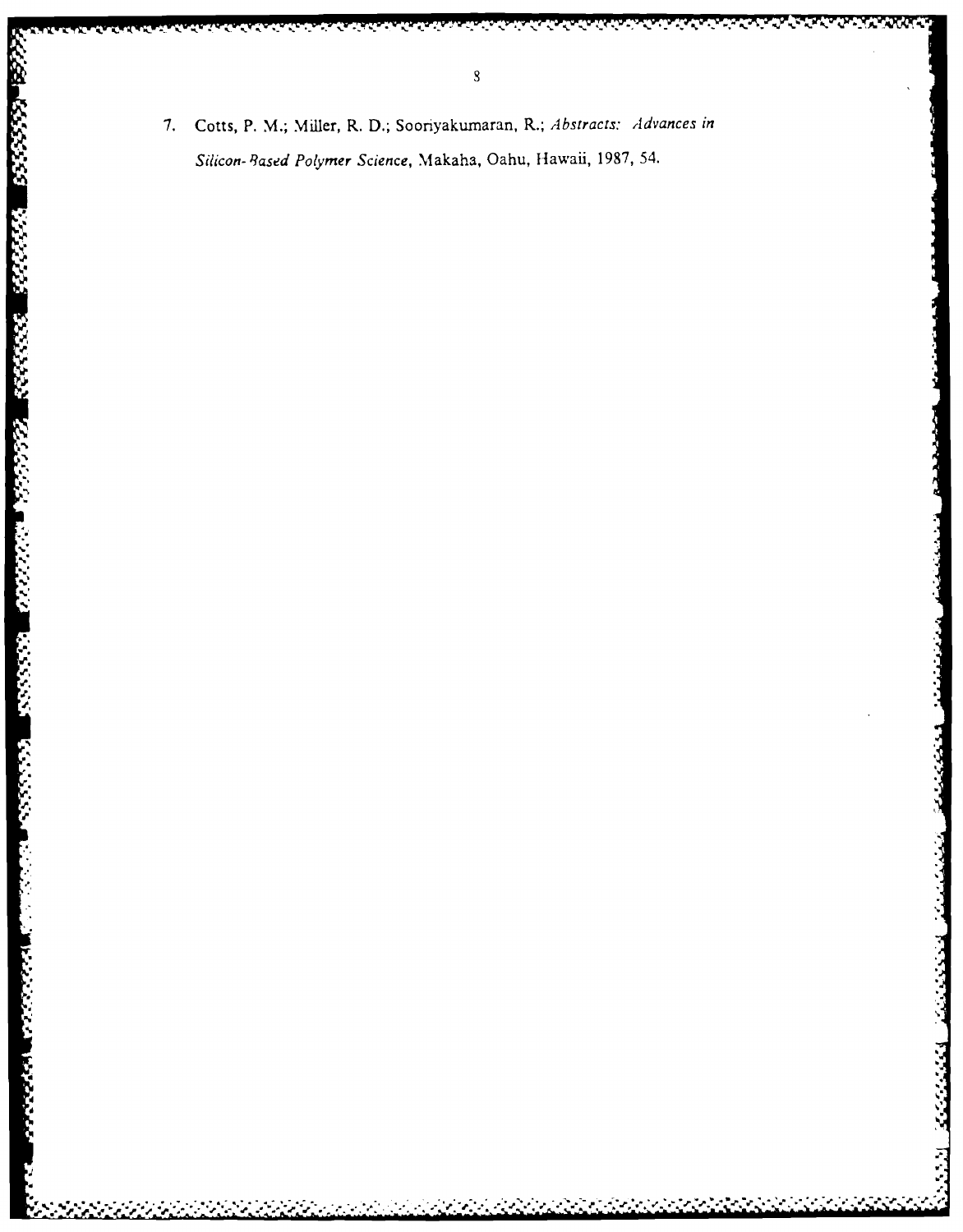7. Cotts, P. M.; Miller, R. D.; Sooriyakumaran, R.; *Abstracts: Advances in Silicon-Based Polymer Science*, Makaha, Oahu, Hawaii, 1987, 54.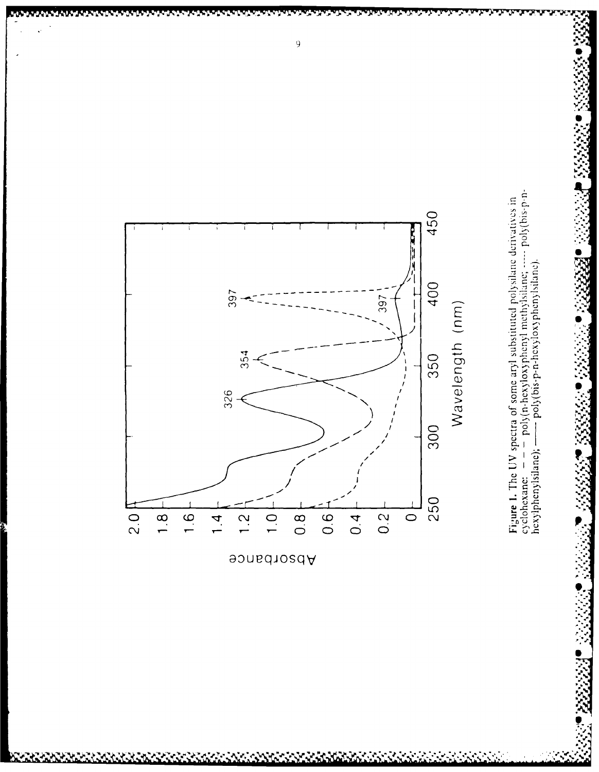Figure 1. The UV spectra of some aryl substituted polysilane derivatives in cyclohexane: – – – poly(n-hexyloxyphenyl methylsilane); ---- poly(bis-p-n-hexylphenylsilane); —— poly(bis-p-n-hexyloxyphenylsilane).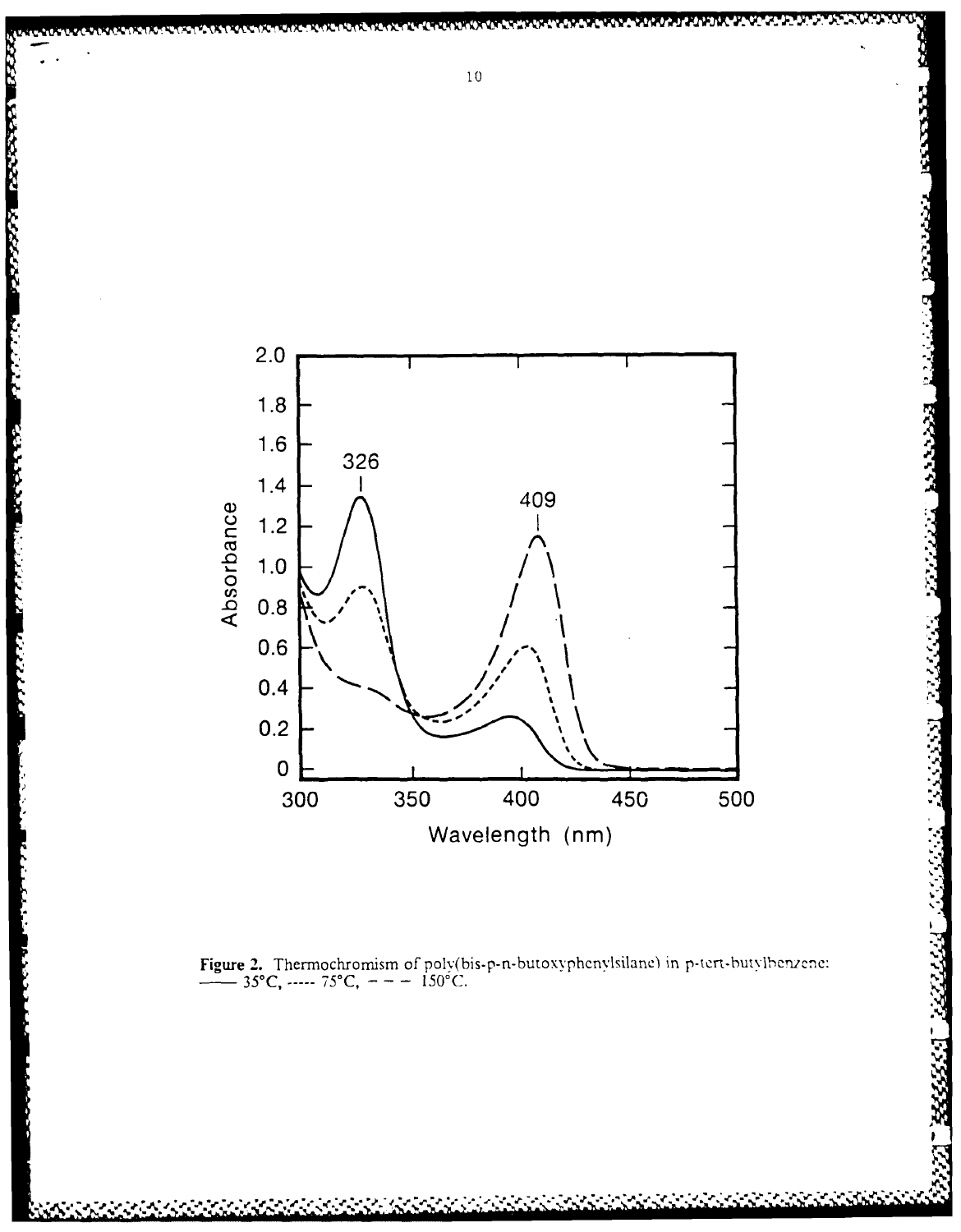326

409

2.0
1.8
1.6
1.4
1.2
1.0
0.8
0.6
0.4
0.2
0

Absorbance

300
350
400
450
500

Wavelength (nm)

**Figure 2.** Thermochromism of poly(bis-p-n-butoxyphenylsilane) in p-tert-butylbenzene: —— 35°C, ----- 75°C, – – – 150°C.